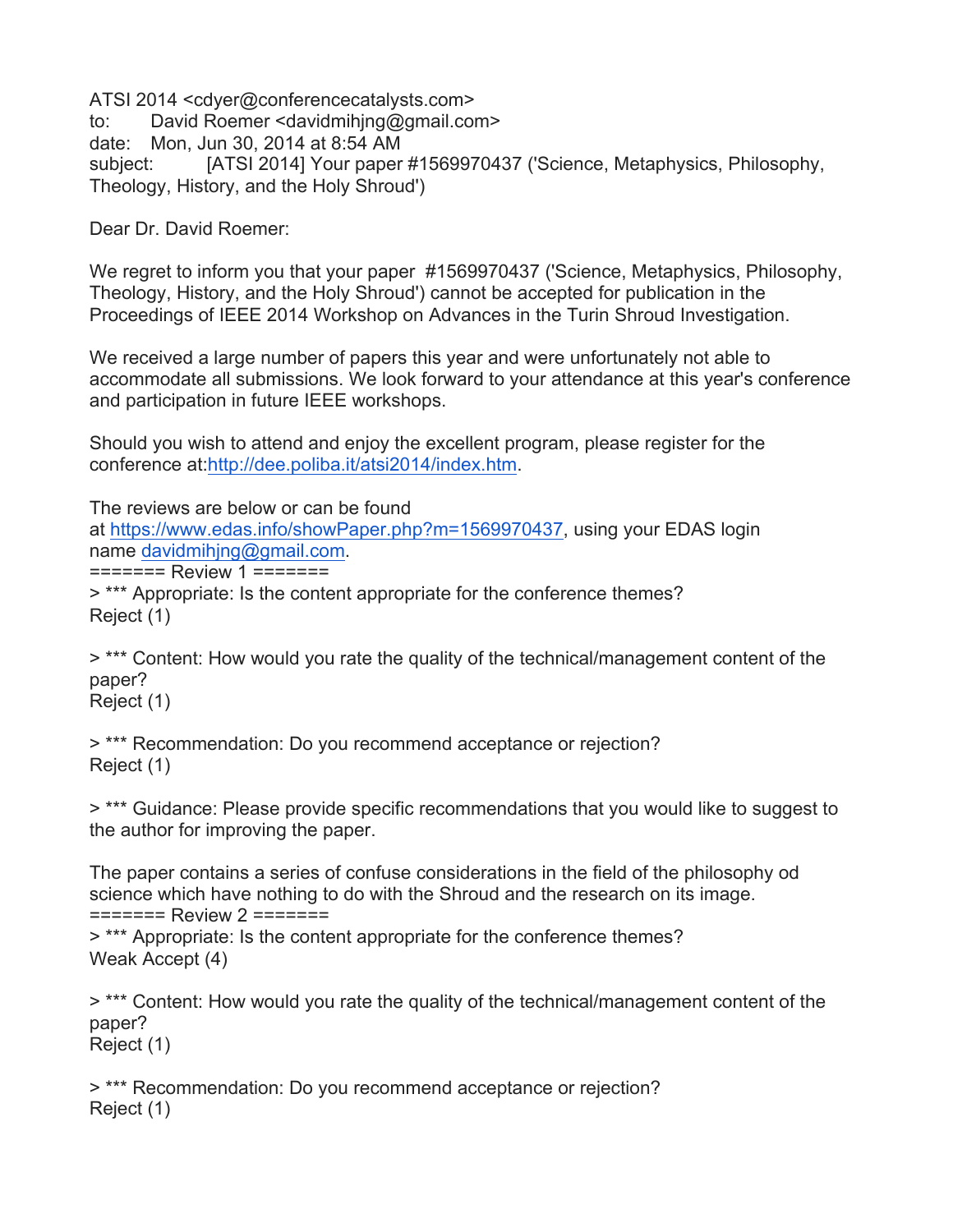ATSI 2014 <cdyer@conferencecatalysts.com>
to: David Roemer <davidmihjng@gmail.com>
date: Mon, Jun 30, 2014 at 8:54 AM
subject: [ATSI 2014] Your paper #1569970437 ('Science, Metaphysics, Philosophy, Theology, History, and the Holy Shroud')

Dear Dr. David Roemer:

We regret to inform you that your paper #1569970437 ('Science, Metaphysics, Philosophy, Theology, History, and the Holy Shroud') cannot be accepted for publication in the Proceedings of IEEE 2014 Workshop on Advances in the Turin Shroud Investigation.

We received a large number of papers this year and were unfortunately not able to accommodate all submissions. We look forward to your attendance at this year's conference and participation in future IEEE workshops.

Should you wish to attend and enjoy the excellent program, please register for the conference at:http://dee.poliba.it/atsi2014/index.htm.

The reviews are below or can be found at https://www.edas.info/showPaper.php?m=1569970437, using your EDAS login name davidmihjng@gmail.com.

======= Review 1 =======

> *** Appropriate: Is the content appropriate for the conference themes?
Reject (1)

> *** Content: How would you rate the quality of the technical/management content of the paper?
Reject (1)

> *** Recommendation: Do you recommend acceptance or rejection?
Reject (1)

> *** Guidance: Please provide specific recommendations that you would like to suggest to the author for improving the paper.

The paper contains a series of confuse considerations in the field of the philosophy od science which have nothing to do with the Shroud and the research on its image.

======= Review 2 =======

> *** Appropriate: Is the content appropriate for the conference themes?
Weak Accept (4)

> *** Content: How would you rate the quality of the technical/management content of the paper?
Reject (1)

> *** Recommendation: Do you recommend acceptance or rejection?
Reject (1)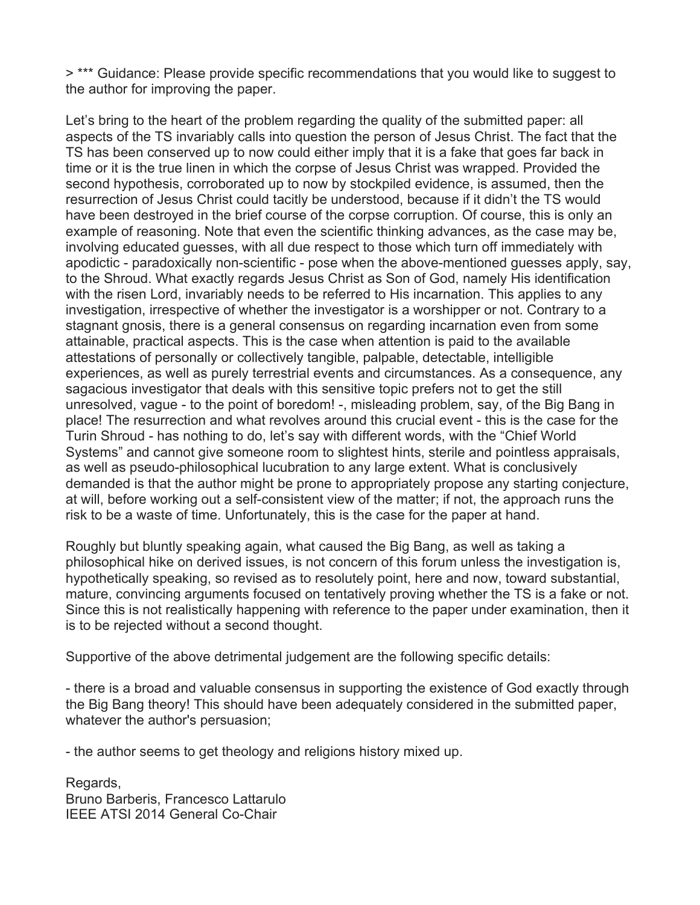> *** Guidance: Please provide specific recommendations that you would like to suggest to the author for improving the paper.

Let's bring to the heart of the problem regarding the quality of the submitted paper: all aspects of the TS invariably calls into question the person of Jesus Christ. The fact that the TS has been conserved up to now could either imply that it is a fake that goes far back in time or it is the true linen in which the corpse of Jesus Christ was wrapped. Provided the second hypothesis, corroborated up to now by stockpiled evidence, is assumed, then the resurrection of Jesus Christ could tacitly be understood, because if it didn't the TS would have been destroyed in the brief course of the corpse corruption. Of course, this is only an example of reasoning. Note that even the scientific thinking advances, as the case may be, involving educated guesses, with all due respect to those which turn off immediately with apodictic - paradoxically non-scientific - pose when the above-mentioned guesses apply, say, to the Shroud. What exactly regards Jesus Christ as Son of God, namely His identification with the risen Lord, invariably needs to be referred to His incarnation. This applies to any investigation, irrespective of whether the investigator is a worshipper or not. Contrary to a stagnant gnosis, there is a general consensus on regarding incarnation even from some attainable, practical aspects. This is the case when attention is paid to the available attestations of personally or collectively tangible, palpable, detectable, intelligible experiences, as well as purely terrestrial events and circumstances. As a consequence, any sagacious investigator that deals with this sensitive topic prefers not to get the still unresolved, vague - to the point of boredom! -, misleading problem, say, of the Big Bang in place! The resurrection and what revolves around this crucial event - this is the case for the Turin Shroud - has nothing to do, let's say with different words, with the "Chief World Systems" and cannot give someone room to slightest hints, sterile and pointless appraisals, as well as pseudo-philosophical lucubration to any large extent. What is conclusively demanded is that the author might be prone to appropriately propose any starting conjecture, at will, before working out a self-consistent view of the matter; if not, the approach runs the risk to be a waste of time. Unfortunately, this is the case for the paper at hand.

Roughly but bluntly speaking again, what caused the Big Bang, as well as taking a philosophical hike on derived issues, is not concern of this forum unless the investigation is, hypothetically speaking, so revised as to resolutely point, here and now, toward substantial, mature, convincing arguments focused on tentatively proving whether the TS is a fake or not. Since this is not realistically happening with reference to the paper under examination, then it is to be rejected without a second thought.

Supportive of the above detrimental judgement are the following specific details:

- there is a broad and valuable consensus in supporting the existence of God exactly through the Big Bang theory! This should have been adequately considered in the submitted paper, whatever the author's persuasion;

- the author seems to get theology and religions history mixed up.

Regards,
Bruno Barberis, Francesco Lattarulo
IEEE ATSI 2014 General Co-Chair